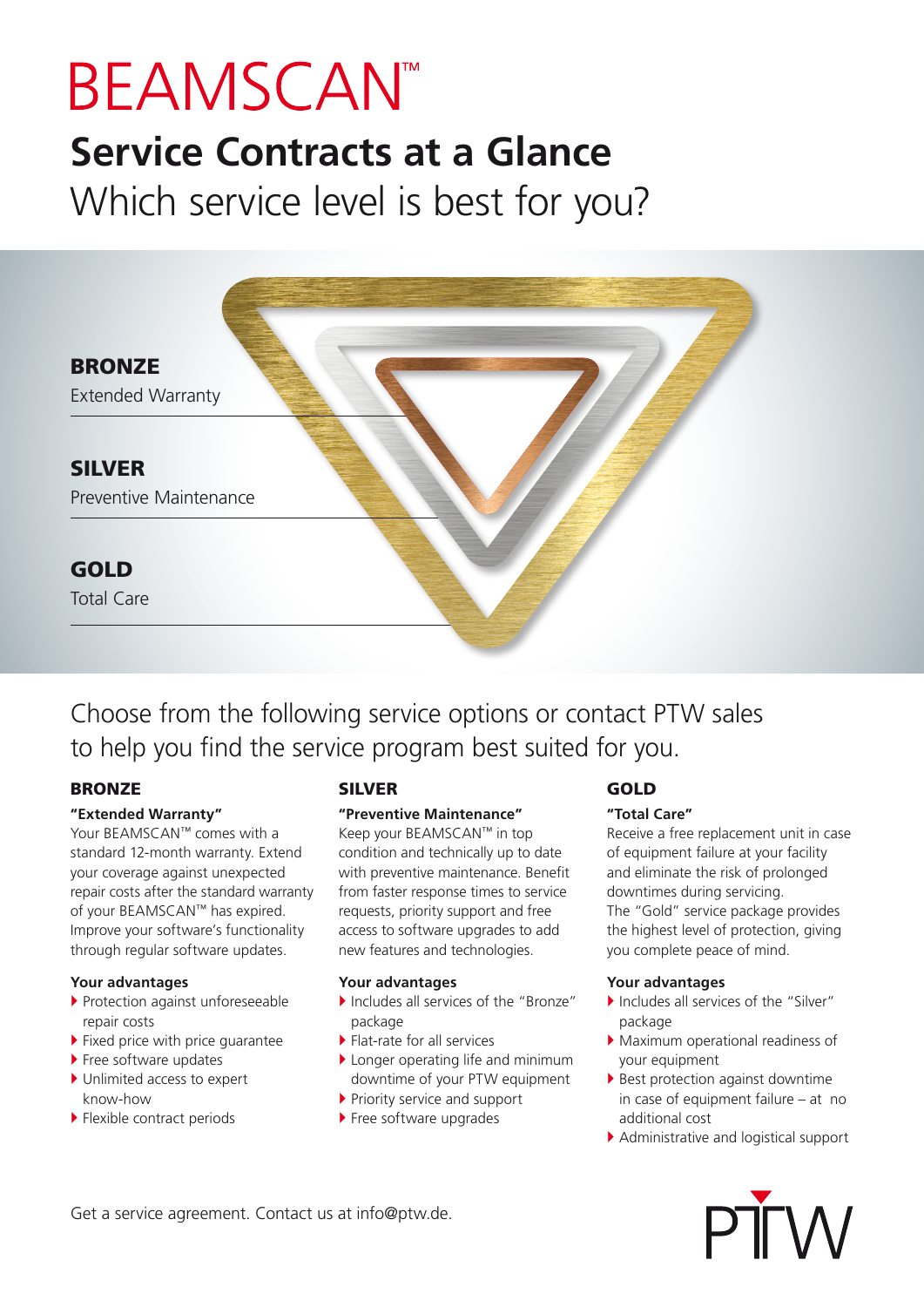# BEAMSCAN™

## Service Contracts at a Glance

Which service level is best for you?

**BRONZE**
Extended Warranty

**SILVER**
Preventive Maintenance

**GOLD**
Total Care

Choose from the following service options or contact PTW sales to help you find the service program best suited for you.

### BRONZE

**"Extended Warranty"**

Your BEAMSCAN™ comes with a standard 12-month warranty. Extend your coverage against unexpected repair costs after the standard warranty of your BEAMSCAN™ has expired. Improve your software's functionality through regular software updates.

**Your advantages**

- Protection against unforeseeable repair costs
- Fixed price with price guarantee
- Free software updates
- Unlimited access to expert know-how
- Flexible contract periods

### SILVER

**"Preventive Maintenance"**

Keep your BEAMSCAN™ in top condition and technically up to date with preventive maintenance. Benefit from faster response times to service requests, priority support and free access to software upgrades to add new features and technologies.

**Your advantages**

- Includes all services of the "Bronze" package
- Flat-rate for all services
- Longer operating life and minimum downtime of your PTW equipment
- Priority service and support
- Free software upgrades

### GOLD

**"Total Care"**

Receive a free replacement unit in case of equipment failure at your facility and eliminate the risk of prolonged downtimes during servicing.
The "Gold" service package provides the highest level of protection, giving you complete peace of mind.

**Your advantages**

- Includes all services of the "Silver" package
- Maximum operational readiness of your equipment
- Best protection against downtime in case of equipment failure – at no additional cost
- Administrative and logistical support

Get a service agreement. Contact us at info@ptw.de.

PTW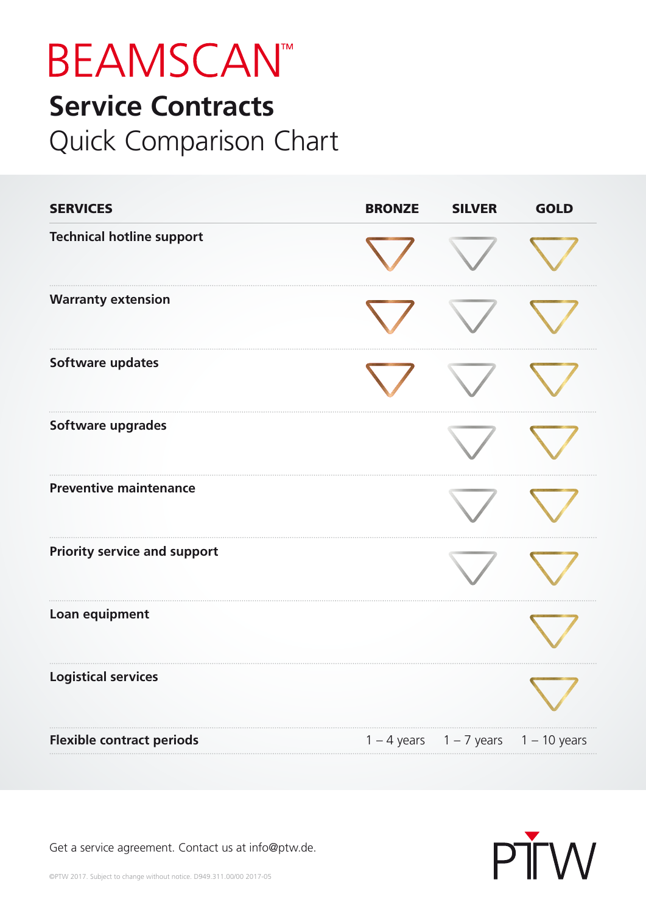# BEAMSCAN™

## Service Contracts

Quick Comparison Chart

| SERVICES | BRONZE | SILVER | GOLD |
|---|---|---|---|
| Technical hotline support | ▽ | ▽ | ▽ |
| Warranty extension | ▽ | ▽ | ▽ |
| Software updates | ▽ | ▽ | ▽ |
| Software upgrades | | ▽ | ▽ |
| Preventive maintenance | | ▽ | ▽ |
| Priority service and support | | ▽ | ▽ |
| Loan equipment | | | ▽ |
| Logistical services | | | ▽ |
| Flexible contract periods | 1 – 4 years | 1 – 7 years | 1 – 10 years |

Get a service agreement. Contact us at info@ptw.de.

PTW

©PTW 2017. Subject to change without notice. D949.311.00/00 2017-05